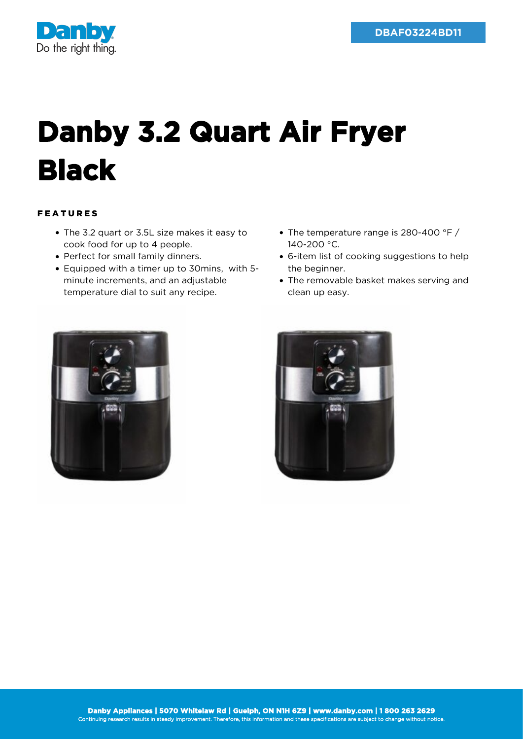Danby
Do the right thing.

DBAF03224BD11

# Danby 3.2 Quart Air Fryer Black

## FEATURES

- The 3.2 quart or 3.5L size makes it easy to cook food for up to 4 people.
- Perfect for small family dinners.
- Equipped with a timer up to 30mins, with 5-minute increments, and an adjustable temperature dial to suit any recipe.
- The temperature range is 280-400 °F / 140-200 °C.
- 6-item list of cooking suggestions to help the beginner.
- The removable basket makes serving and clean up easy.

**Danby Appliances | 5070 Whitelaw Rd | Guelph, ON N1H 6Z9 | www.danby.com | 1 800 263 2629**
Continuing research results in steady improvement. Therefore, this information and these specifications are subject to change without notice.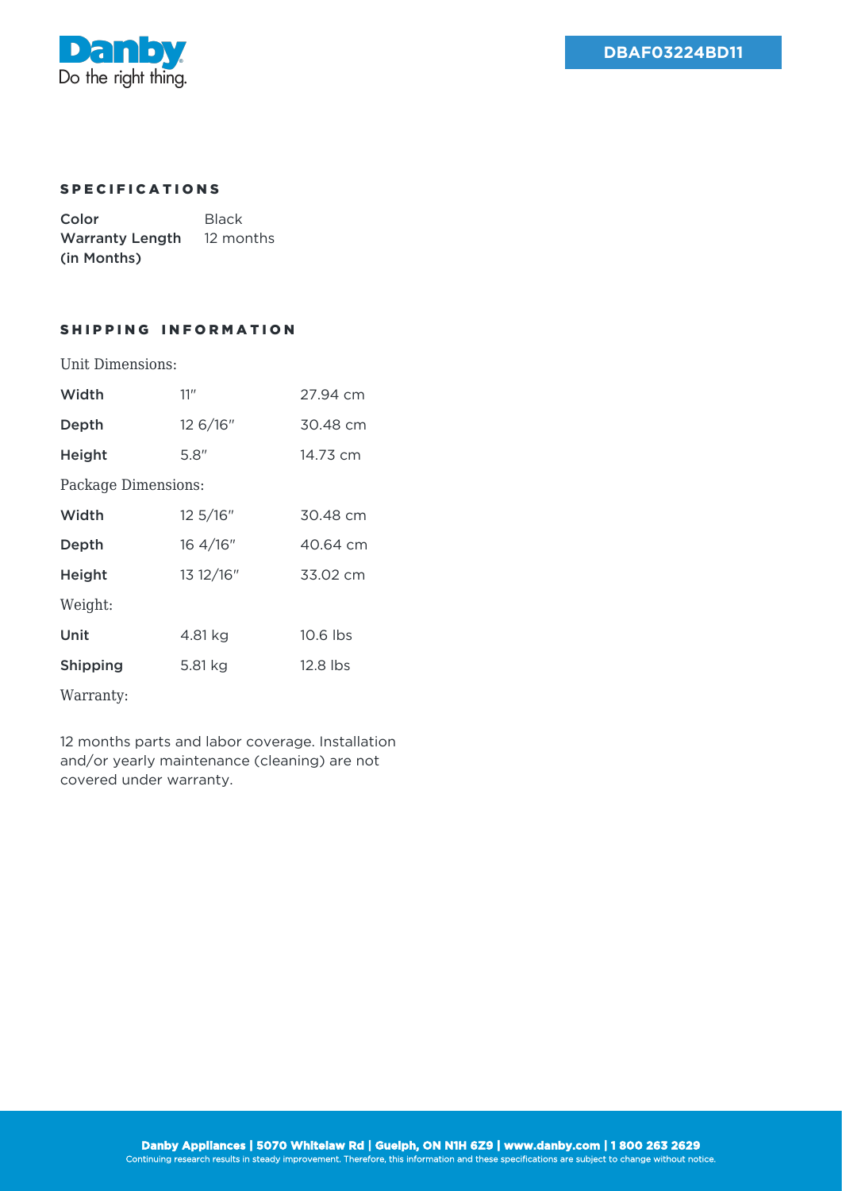DBAF03224BD11

## SPECIFICATIONS

| | |
|---|---|
| **Color** | Black |
| **Warranty Length (in Months)** | 12 months |

## SHIPPING INFORMATION

Unit Dimensions:

| | | |
|---|---|---|
| **Width** | 11″ | 27.94 cm |
| **Depth** | 12 6/16″ | 30.48 cm |
| **Height** | 5.8″ | 14.73 cm |

Package Dimensions:

| | | |
|---|---|---|
| **Width** | 12 5/16″ | 30.48 cm |
| **Depth** | 16 4/16″ | 40.64 cm |
| **Height** | 13 12/16″ | 33.02 cm |

Weight:

| | | |
|---|---|---|
| **Unit** | 4.81 kg | 10.6 lbs |
| **Shipping** | 5.81 kg | 12.8 lbs |

Warranty:

12 months parts and labor coverage. Installation and/or yearly maintenance (cleaning) are not covered under warranty.

**Danby Appliances | 5070 Whitelaw Rd | Guelph, ON N1H 6Z9 | www.danby.com | 1 800 263 2629**
Continuing research results in steady improvement. Therefore, this information and these specifications are subject to change without notice.